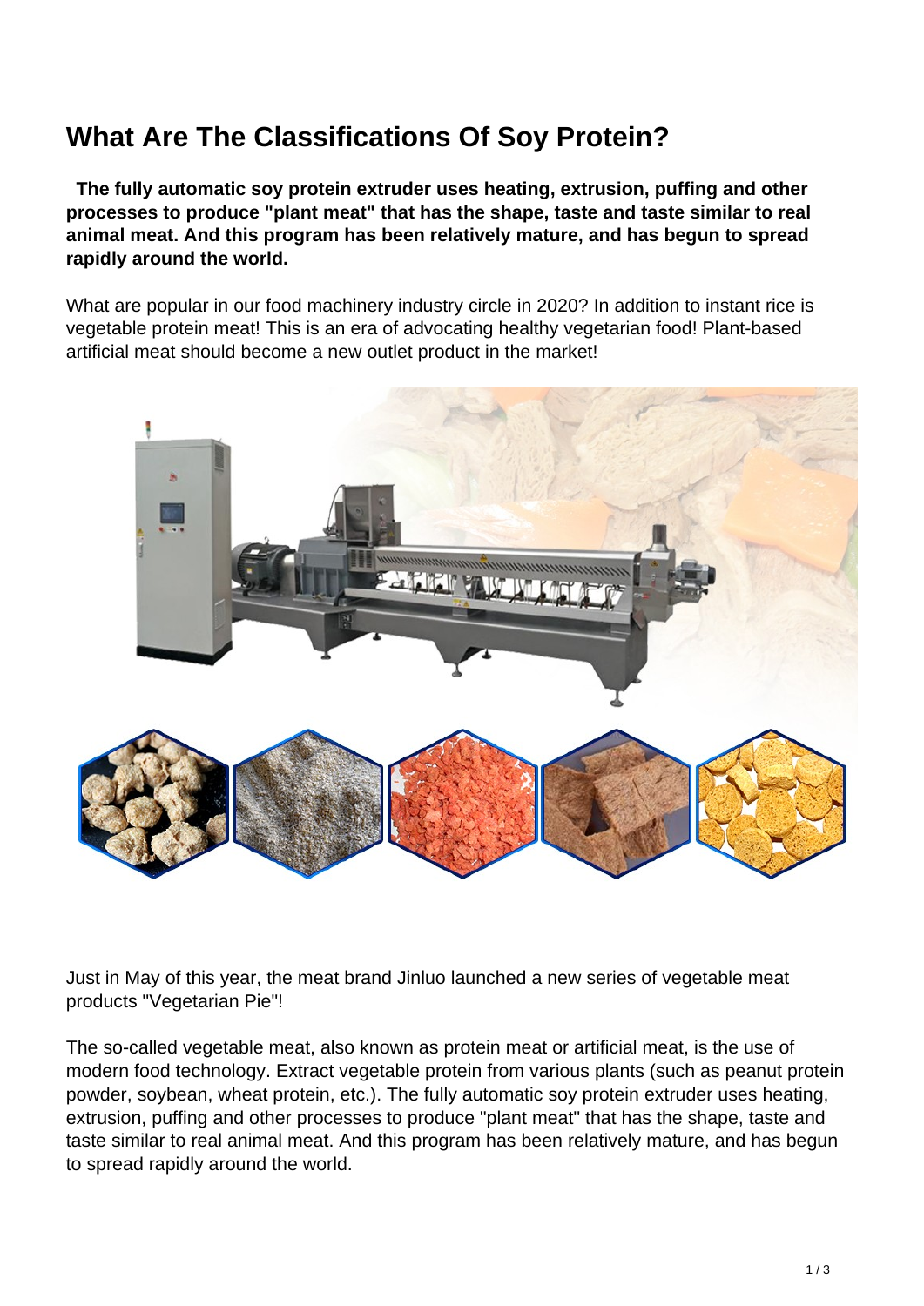# What Are The Classifications Of Soy Protein?

**The fully automatic soy protein extruder uses heating, extrusion, puffing and other processes to produce "plant meat" that has the shape, taste and taste similar to real animal meat. And this program has been relatively mature, and has begun to spread rapidly around the world.**

What are popular in our food machinery industry circle in 2020? In addition to instant rice is vegetable protein meat! This is an era of advocating healthy vegetarian food! Plant-based artificial meat should become a new outlet product in the market!

Just in May of this year, the meat brand Jinluo launched a new series of vegetable meat products "Vegetarian Pie"!

The so-called vegetable meat, also known as protein meat or artificial meat, is the use of modern food technology. Extract vegetable protein from various plants (such as peanut protein powder, soybean, wheat protein, etc.). The fully automatic soy protein extruder uses heating, extrusion, puffing and other processes to produce "plant meat" that has the shape, taste and taste similar to real animal meat. And this program has been relatively mature, and has begun to spread rapidly around the world.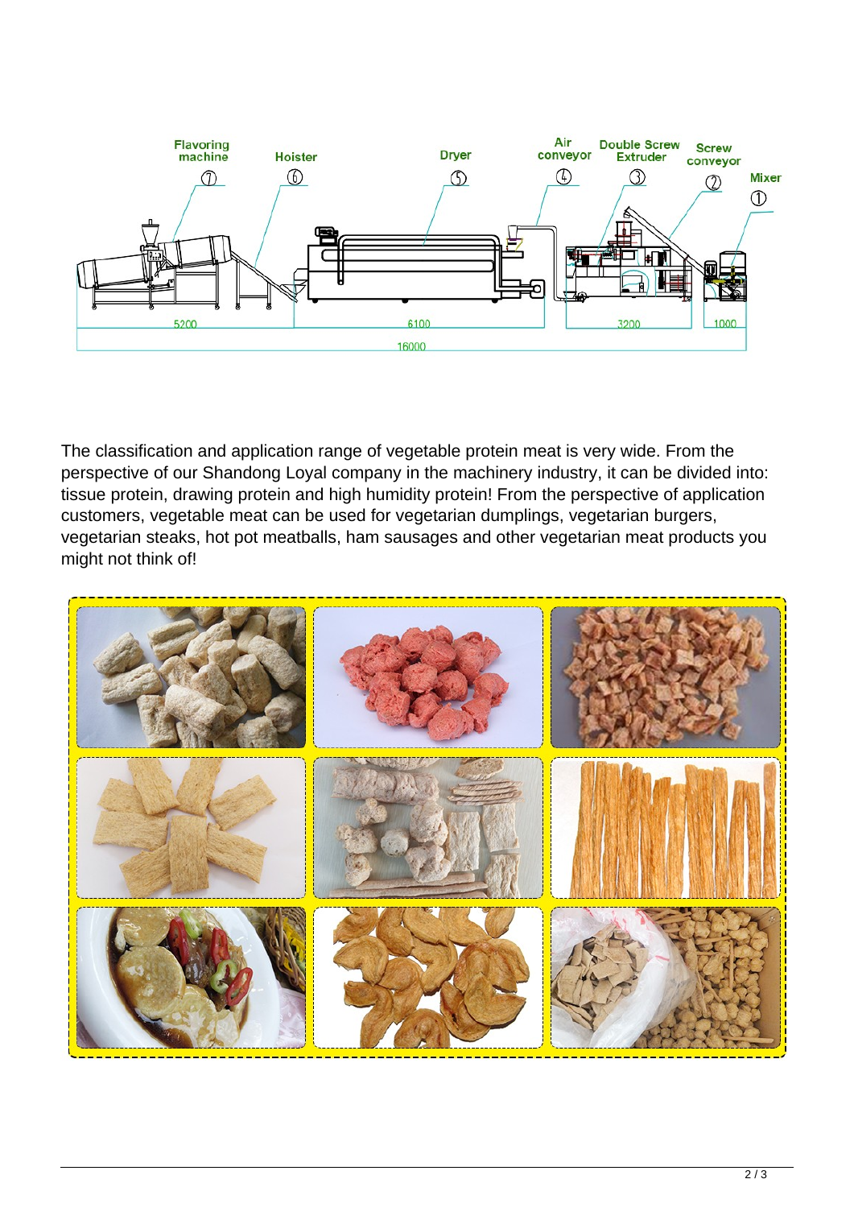The classification and application range of vegetable protein meat is very wide. From the perspective of our Shandong Loyal company in the machinery industry, it can be divided into: tissue protein, drawing protein and high humidity protein! From the perspective of application customers, vegetable meat can be used for vegetarian dumplings, vegetarian burgers, vegetarian steaks, hot pot meatballs, ham sausages and other vegetarian meat products you might not think of!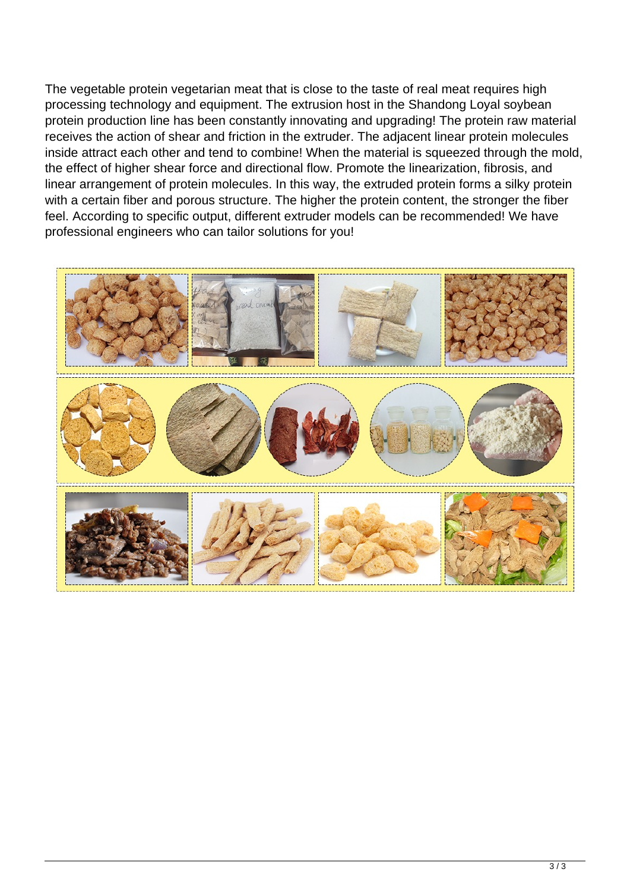The vegetable protein vegetarian meat that is close to the taste of real meat requires high processing technology and equipment. The extrusion host in the Shandong Loyal soybean protein production line has been constantly innovating and upgrading! The protein raw material receives the action of shear and friction in the extruder. The adjacent linear protein molecules inside attract each other and tend to combine! When the material is squeezed through the mold, the effect of higher shear force and directional flow. Promote the linearization, fibrosis, and linear arrangement of protein molecules. In this way, the extruded protein forms a silky protein with a certain fiber and porous structure. The higher the protein content, the stronger the fiber feel. According to specific output, different extruder models can be recommended! We have professional engineers who can tailor solutions for you!